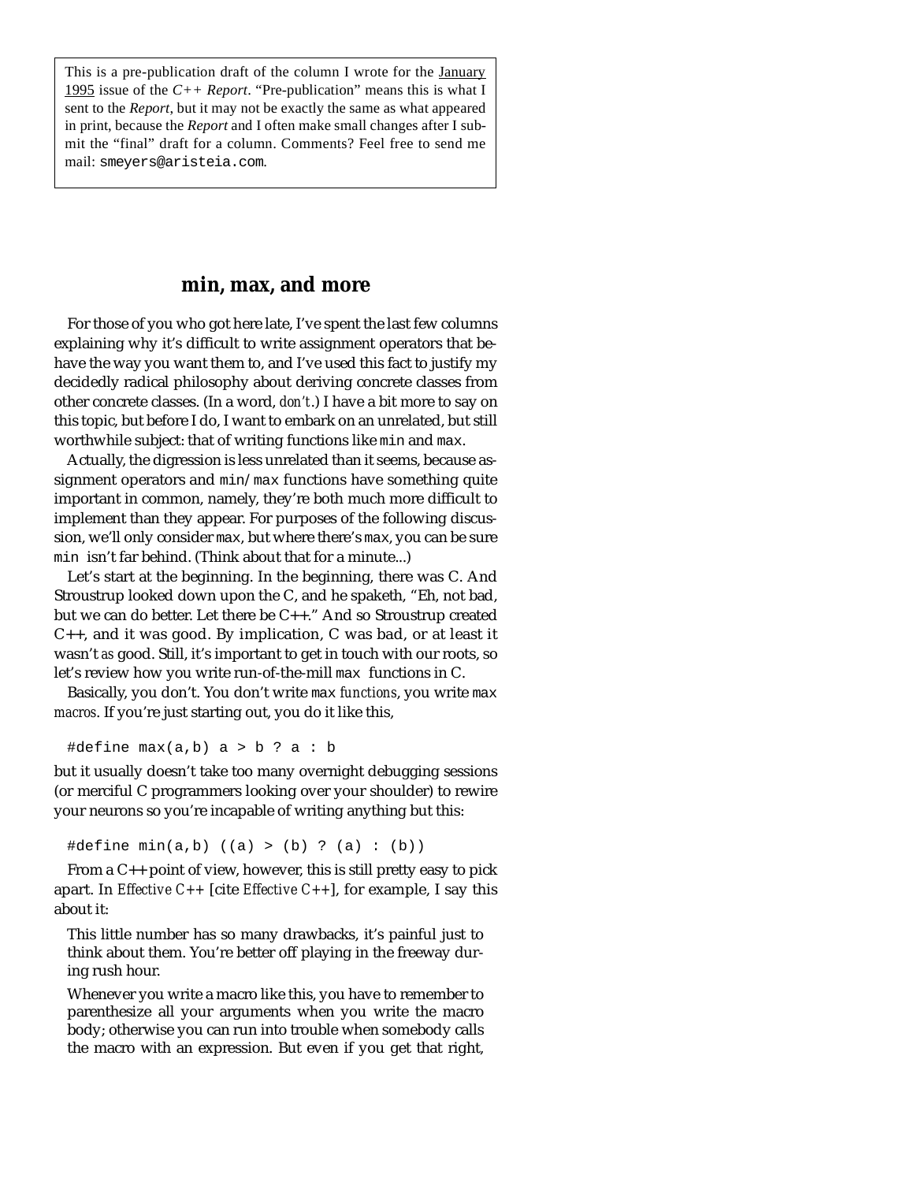This is a pre-publication draft of the column I wrote for the January 1995 issue of the *C++ Report*. "Pre-publication" means this is what I sent to the *Report*, but it may not be exactly the same as what appeared in print, because the *Report* and I often make small changes after I submit the "final" draft for a column. Comments? Feel free to send me mail: smeyers@aristeia.com.

# min, max, and more

For those of you who got here late, I've spent the last few columns explaining why it's difficult to write assignment operators that behave the way you want them to, and I've used this fact to justify my decidedly radical philosophy about deriving concrete classes from other concrete classes. (In a word, *don't*.) I have a bit more to say on this topic, but before I do, I want to embark on an unrelated, but still worthwhile subject: that of writing functions like `min` and `max`.

Actually, the digression is less unrelated than it seems, because assignment operators and `min`/`max` functions have something quite important in common, namely, they're both much more difficult to implement than they appear. For purposes of the following discussion, we'll only consider `max`, but where there's `max`, you can be sure `min` isn't far behind. (Think about that for a minute...)

Let's start at the beginning. In the beginning, there was C. And Stroustrup looked down upon the C, and he spaketh, "Eh, not bad, but we can do better. Let there be C++." And so Stroustrup created C++, and it was good. By implication, C was bad, or at least it wasn't *as* good. Still, it's important to get in touch with our roots, so let's review how you write run-of-the-mill `max` functions in C.

Basically, you don't. You don't write `max` *functions*, you write `max` *macros*. If you're just starting out, you do it like this,

```
#define max(a,b) a > b ? a : b
```

but it usually doesn't take too many overnight debugging sessions (or merciful C programmers looking over your shoulder) to rewire your neurons so you're incapable of writing anything but this:

```
#define min(a,b) ((a) > (b) ? (a) : (b))
```

From a C++ point of view, however, this is still pretty easy to pick apart. In *Effective C++* [cite *Effective C++*], for example, I say this about it:

> This little number has so many drawbacks, it's painful just to think about them. You're better off playing in the freeway during rush hour.
>
> Whenever you write a macro like this, you have to remember to parenthesize all your arguments when you write the macro body; otherwise you can run into trouble when somebody calls the macro with an expression. But even if you get that right,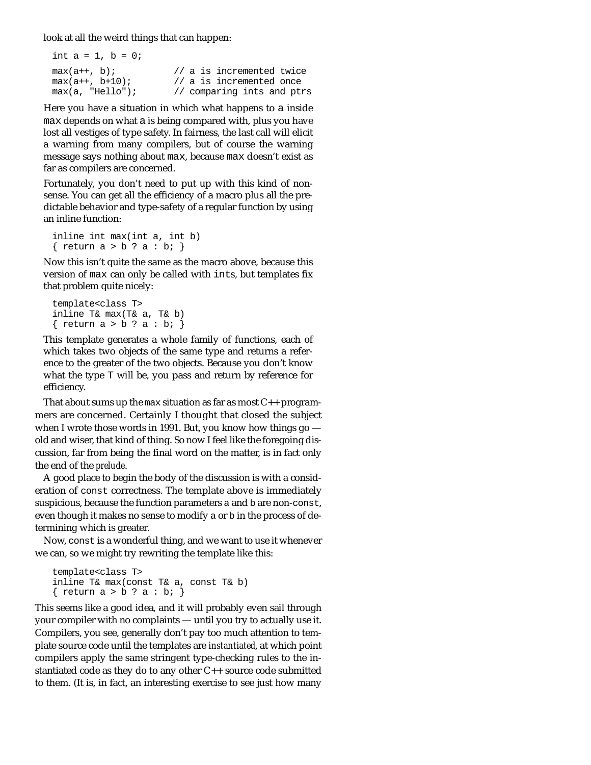look at all the weird things that can happen:

```
int a = 1, b = 0;

max(a++, b);          // a is incremented twice
max(a++, b+10);       // a is incremented once
max(a, "Hello");      // comparing ints and ptrs
```

Here you have a situation in which what happens to `a` inside `max` depends on what `a` is being compared with, plus you have lost all vestiges of type safety. In fairness, the last call will elicit a warning from many compilers, but of course the warning message says nothing about `max`, because `max` doesn't exist as far as compilers are concerned.

Fortunately, you don't need to put up with this kind of nonsense. You can get all the efficiency of a macro plus all the predictable behavior and type-safety of a regular function by using an inline function:

```
inline int max(int a, int b)
{ return a > b ? a : b; }
```

Now this isn't quite the same as the macro above, because this version of `max` can only be called with `int`s, but templates fix that problem quite nicely:

```
template<class T>
inline T& max(T& a, T& b)
{ return a > b ? a : b; }
```

This template generates a whole family of functions, each of which takes two objects of the same type and returns a reference to the greater of the two objects. Because you don't know what the type `T` will be, you pass and return by reference for efficiency.

That about sums up the `max` situation as far as most C++ programmers are concerned. Certainly I thought that closed the subject when I wrote those words in 1991. But, you know how things go — old and wiser, that kind of thing. So now I feel like the foregoing discussion, far from being the final word on the matter, is in fact only the end of the *prelude*.

A good place to begin the body of the discussion is with a consideration of `const` correctness. The template above is immediately suspicious, because the function parameters `a` and `b` are non-`const`, even though it makes no sense to modify `a` or `b` in the process of determining which is greater.

Now, `const` is a wonderful thing, and we want to use it whenever we can, so we might try rewriting the template like this:

```
template<class T>
inline T& max(const T& a, const T& b)
{ return a > b ? a : b; }
```

This seems like a good idea, and it will probably even sail through your compiler with no complaints — until you try to actually use it. Compilers, you see, generally don't pay too much attention to template source code until the templates are *instantiated*, at which point compilers apply the same stringent type-checking rules to the instantiated code as they do to any other C++ source code submitted to them. (It is, in fact, an interesting exercise to see just how many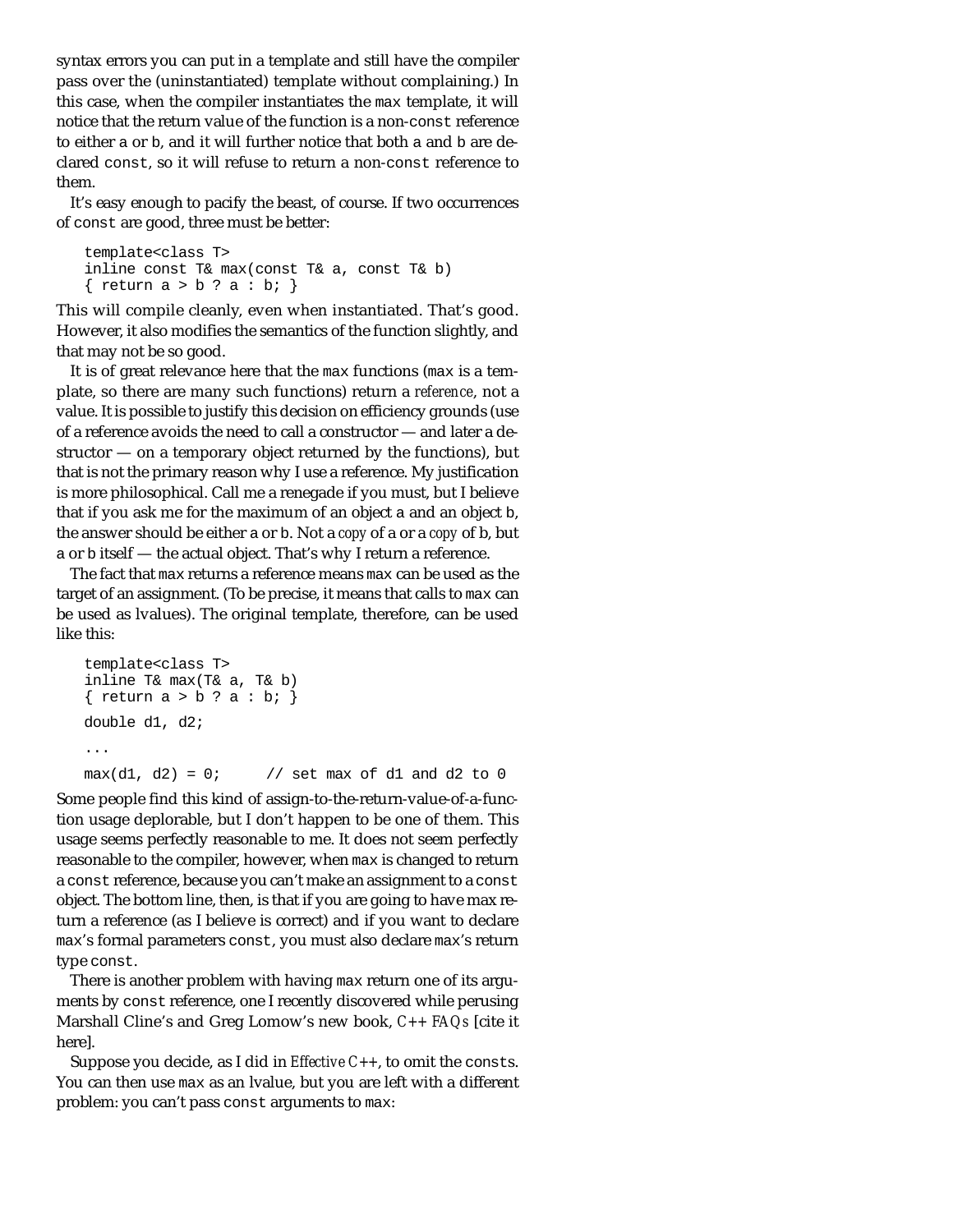syntax errors you can put in a template and still have the compiler pass over the (uninstantiated) template without complaining.) In this case, when the compiler instantiates the `max` template, it will notice that the return value of the function is a non-`const` reference to either `a` or `b`, and it will further notice that both `a` and `b` are declared `const`, so it will refuse to return a non-`const` reference to them.

It's easy enough to pacify the beast, of course. If two occurrences of `const` are good, three must be better:

```
template<class T>
inline const T& max(const T& a, const T& b)
{ return a > b ? a : b; }
```

This will compile cleanly, even when instantiated. That's good. However, it also modifies the semantics of the function slightly, and that may not be so good.

It is of great relevance here that the `max` functions (`max` is a template, so there are many such functions) return a *reference*, not a value. It is possible to justify this decision on efficiency grounds (use of a reference avoids the need to call a constructor — and later a destructor — on a temporary object returned by the functions), but that is not the primary reason why I use a reference. My justification is more philosophical. Call me a renegade if you must, but I believe that if you ask me for the maximum of an object `a` and an object `b`, the answer should be either `a` or `b`. Not a *copy* of `a` or a *copy* of `b`, but `a` or `b` itself — the actual object. That's why I return a reference.

The fact that `max` returns a reference means `max` can be used as the target of an assignment. (To be precise, it means that calls to `max` can be used as lvalues). The original template, therefore, can be used like this:

```
template<class T>
inline T& max(T& a, T& b)
{ return a > b ? a : b; }

double d1, d2;

...

max(d1, d2) = 0;      // set max of d1 and d2 to 0
```

Some people find this kind of assign-to-the-return-value-of-a-function usage deplorable, but I don't happen to be one of them. This usage seems perfectly reasonable to me. It does not seem perfectly reasonable to the compiler, however, when `max` is changed to return a `const` reference, because you can't make an assignment to a `const` object. The bottom line, then, is that if you are going to have max return a reference (as I believe is correct) and if you want to declare `max`'s formal parameters `const`, you must also declare `max`'s return type `const`.

There is another problem with having `max` return one of its arguments by `const` reference, one I recently discovered while perusing Marshall Cline's and Greg Lomow's new book, *C++ FAQs* [cite it here].

Suppose you decide, as I did in *Effective C++*, to omit the `const`s. You can then use `max` as an lvalue, but you are left with a different problem: you can't pass `const` arguments to `max`: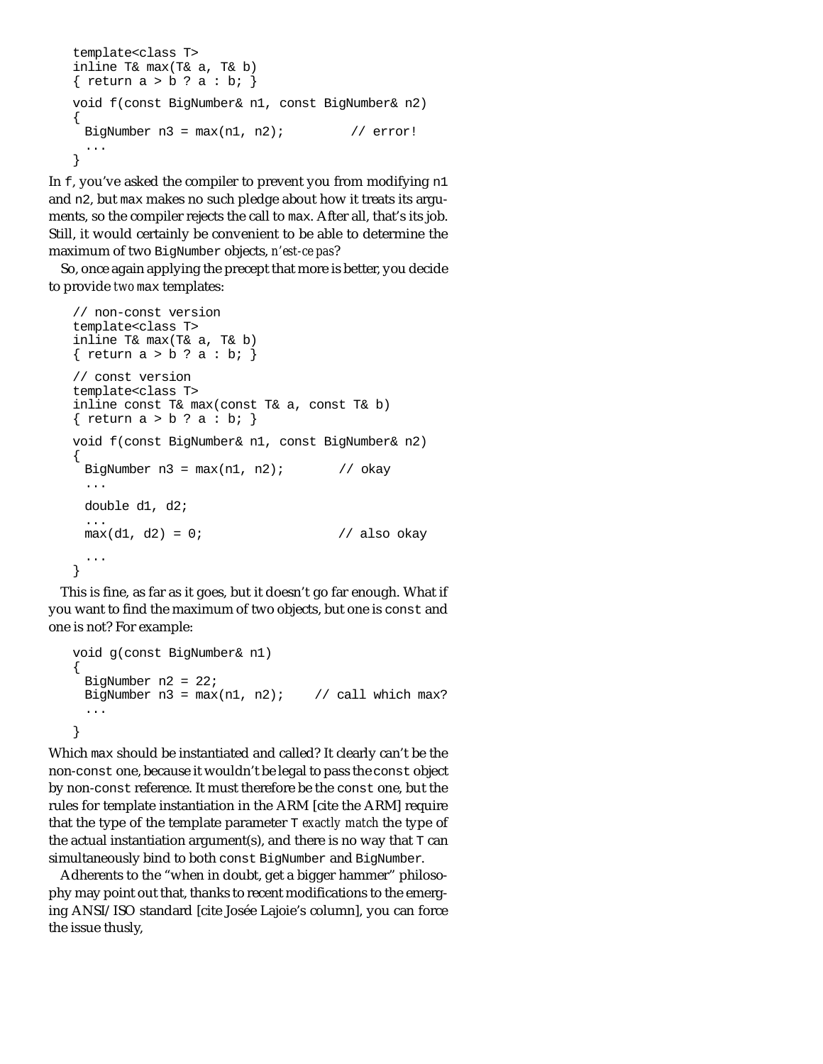```
template<class T>
inline T& max(T& a, T& b)
{ return a > b ? a : b; }

void f(const BigNumber& n1, const BigNumber& n2)
{
  BigNumber n3 = max(n1, n2);         // error!
  ...
}
```

In `f`, you've asked the compiler to prevent you from modifying `n1` and `n2`, but `max` makes no such pledge about how it treats its arguments, so the compiler rejects the call to `max`. After all, that's its job. Still, it would certainly be convenient to be able to determine the maximum of two `BigNumber` objects, *n'est-ce pas*?

So, once again applying the precept that more is better, you decide to provide *two* `max` templates:

```
// non-const version
template<class T>
inline T& max(T& a, T& b)
{ return a > b ? a : b; }

// const version
template<class T>
inline const T& max(const T& a, const T& b)
{ return a > b ? a : b; }

void f(const BigNumber& n1, const BigNumber& n2)
{
  BigNumber n3 = max(n1, n2);       // okay
  ...

  double d1, d2;
  ...
  max(d1, d2) = 0;                  // also okay

  ...
}
```

This is fine, as far as it goes, but it doesn't go far enough. What if you want to find the maximum of two objects, but one is `const` and one is not? For example:

```
void g(const BigNumber& n1)
{
  BigNumber n2 = 22;
  BigNumber n3 = max(n1, n2);    // call which max?
  ...

}
```

Which `max` should be instantiated and called? It clearly can't be the non-`const` one, because it wouldn't be legal to pass the `const` object by non-`const` reference. It must therefore be the `const` one, but the rules for template instantiation in the ARM [cite the ARM] require that the type of the template parameter `T` *exactly match* the type of the actual instantiation argument(s), and there is no way that `T` can simultaneously bind to both `const BigNumber` and `BigNumber`.

Adherents to the "when in doubt, get a bigger hammer" philosophy may point out that, thanks to recent modifications to the emerging ANSI/ISO standard [cite Josée Lajoie's column], you can force the issue thusly,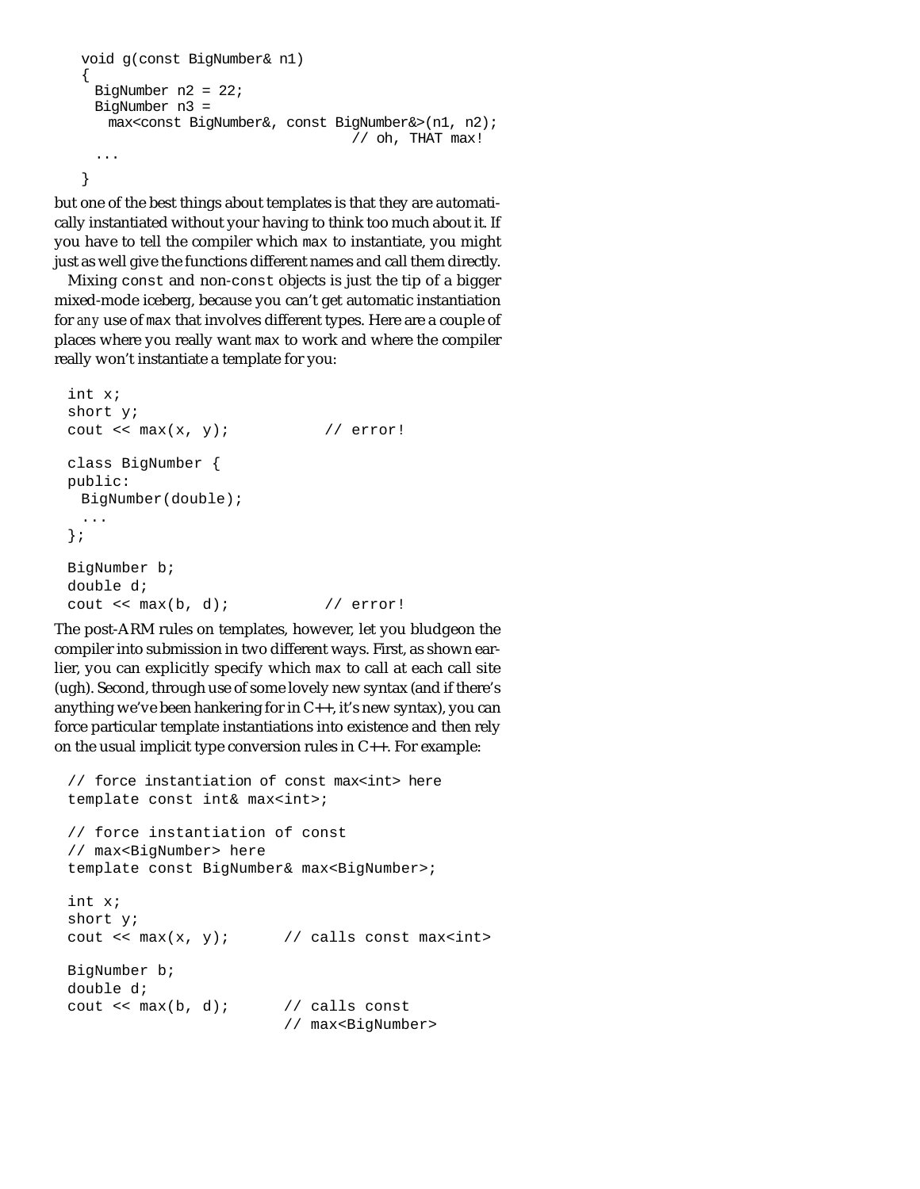```
void g(const BigNumber& n1)
{
  BigNumber n2 = 22;
  BigNumber n3 =
    max<const BigNumber&, const BigNumber&>(n1, n2);
                                  // oh, THAT max!
  ...
}
```

but one of the best things about templates is that they are automatically instantiated without your having to think too much about it. If you have to tell the compiler which `max` to instantiate, you might just as well give the functions different names and call them directly.

Mixing `const` and non-`const` objects is just the tip of a bigger mixed-mode iceberg, because you can't get automatic instantiation for *any* use of `max` that involves different types. Here are a couple of places where you really want `max` to work and where the compiler really won't instantiate a template for you:

```
int x;
short y;
cout << max(x, y);           // error!

class BigNumber {
public:
  BigNumber(double);
  ...
};

BigNumber b;
double d;
cout << max(b, d);           // error!
```

The post-ARM rules on templates, however, let you bludgeon the compiler into submission in two different ways. First, as shown earlier, you can explicitly specify which `max` to call at each call site (ugh). Second, through use of some lovely new syntax (and if there's anything we've been hankering for in C++, it's new syntax), you can force particular template instantiations into existence and then rely on the usual implicit type conversion rules in C++. For example:

```
// force instantiation of const max<int> here
template const int& max<int>;

// force instantiation of const
// max<BigNumber> here
template const BigNumber& max<BigNumber>;

int x;
short y;
cout << max(x, y);      // calls const max<int>

BigNumber b;
double d;
cout << max(b, d);      // calls const
                        // max<BigNumber>
```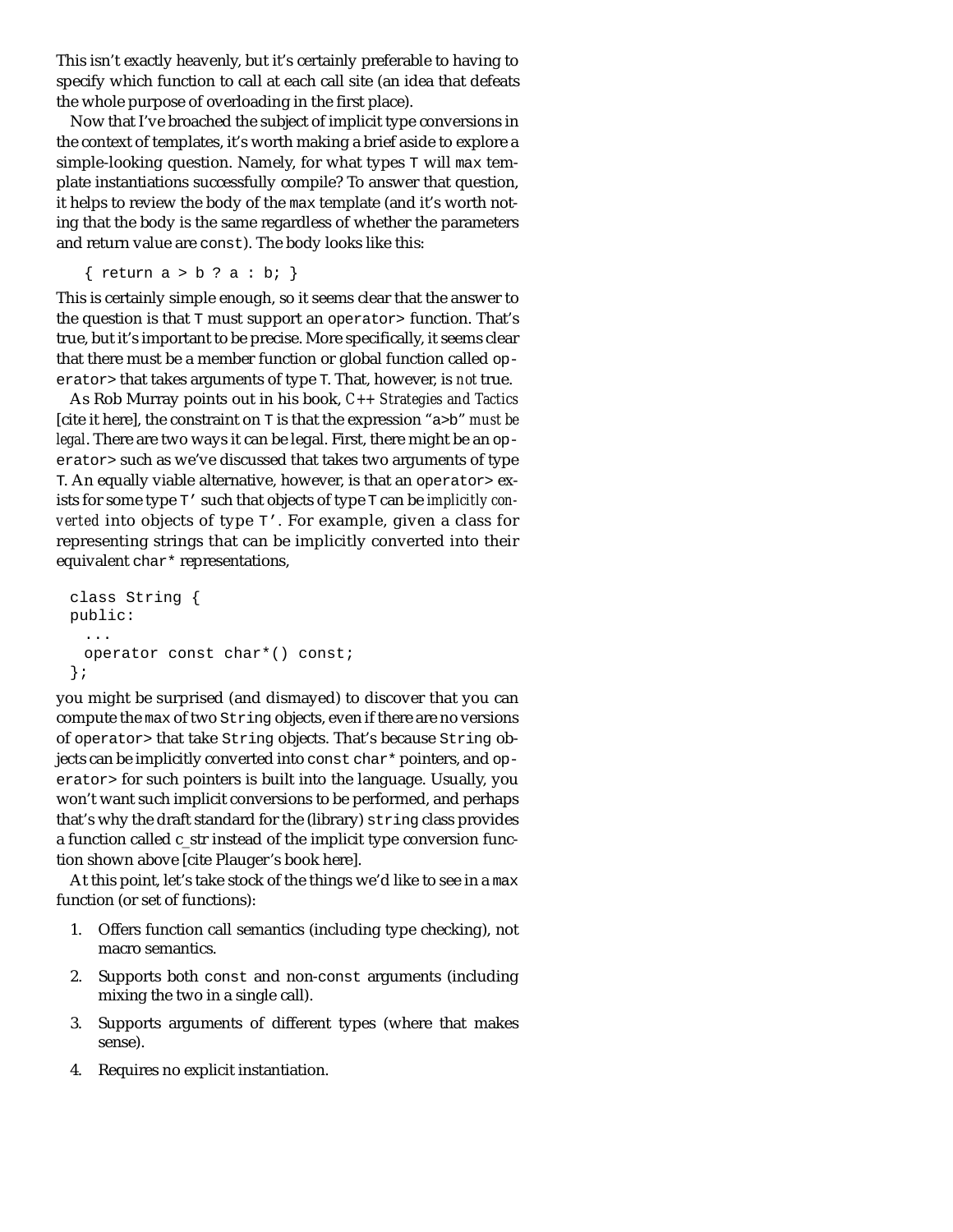This isn't exactly heavenly, but it's certainly preferable to having to specify which function to call at each call site (an idea that defeats the whole purpose of overloading in the first place).

Now that I've broached the subject of implicit type conversions in the context of templates, it's worth making a brief aside to explore a simple-looking question. Namely, for what types `T` will `max` template instantiations successfully compile? To answer that question, it helps to review the body of the `max` template (and it's worth noting that the body is the same regardless of whether the parameters and return value are `const`). The body looks like this:

```
{ return a > b ? a : b; }
```

This is certainly simple enough, so it seems clear that the answer to the question is that `T` must support an `operator>` function. That's true, but it's important to be precise. More specifically, it seems clear that there must be a member function or global function called `operator>` that takes arguments of type `T`. That, however, is *not* true.

As Rob Murray points out in his book, *C++ Strategies and Tactics* [cite it here], the constraint on `T` is that the expression "`a>b`" *must be legal*. There are two ways it can be legal. First, there might be an `operator>` such as we've discussed that takes two arguments of type `T`. An equally viable alternative, however, is that an `operator>` exists for some type `T'` such that objects of type `T` can be *implicitly converted* into objects of type `T'`. For example, given a class for representing strings that can be implicitly converted into their equivalent `char*` representations,

```
class String {
public:
  ...
  operator const char*() const;
};
```

you might be surprised (and dismayed) to discover that you can compute the `max` of two `String` objects, even if there are no versions of `operator>` that take `String` objects. That's because `String` objects can be implicitly converted into `const char*` pointers, and `operator>` for such pointers is built into the language. Usually, you won't want such implicit conversions to be performed, and perhaps that's why the draft standard for the (library) `string` class provides a function called c_str instead of the implicit type conversion function shown above [cite Plauger's book here].

At this point, let's take stock of the things we'd like to see in a `max` function (or set of functions):

1. Offers function call semantics (including type checking), not macro semantics.
2. Supports both `const` and non-`const` arguments (including mixing the two in a single call).
3. Supports arguments of different types (where that makes sense).
4. Requires no explicit instantiation.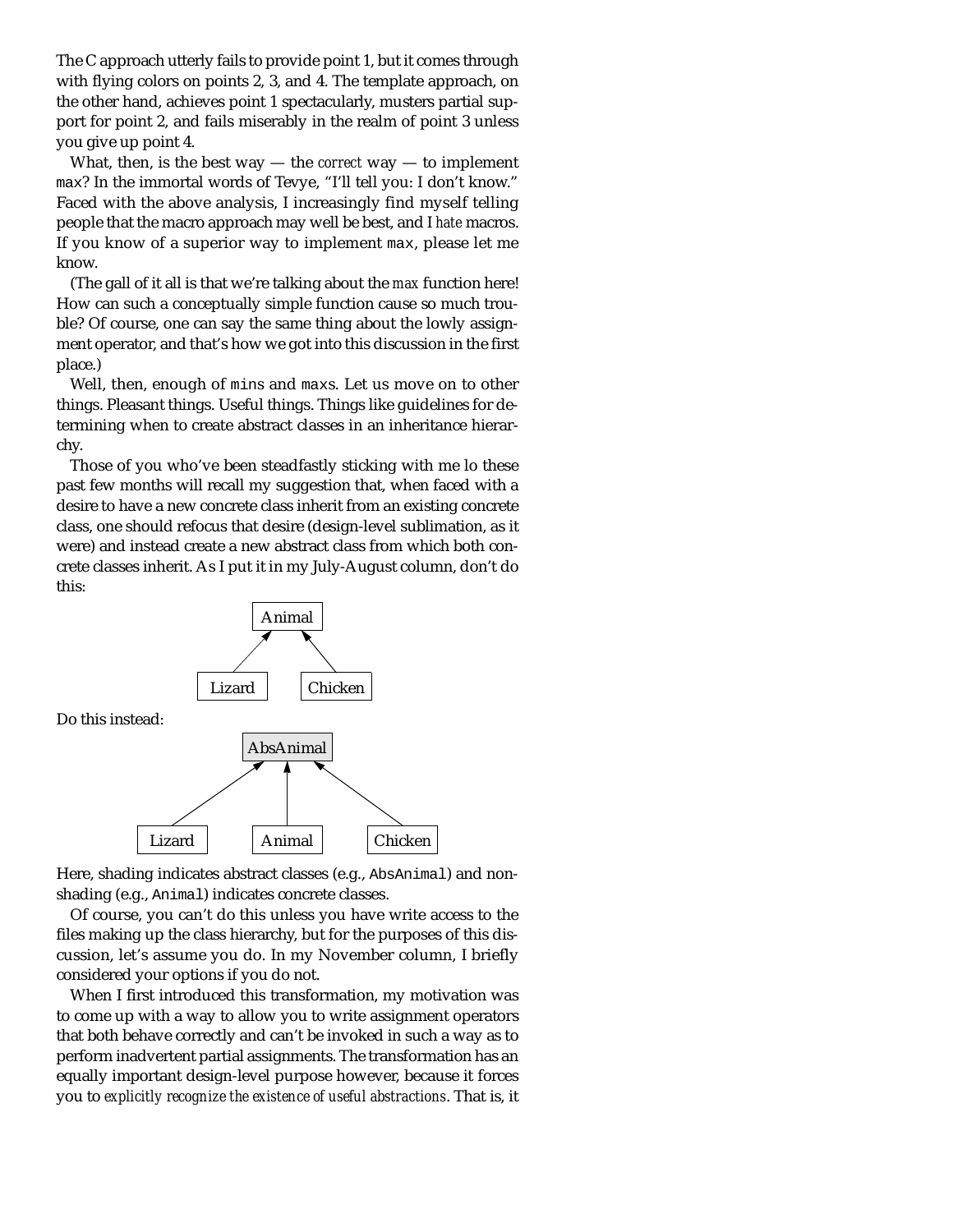The C approach utterly fails to provide point 1, but it comes through with flying colors on points 2, 3, and 4. The template approach, on the other hand, achieves point 1 spectacularly, musters partial support for point 2, and fails miserably in the realm of point 3 unless you give up point 4.

What, then, is the best way — the *correct* way — to implement `max`? In the immortal words of Tevye, "I'll tell you: I don't know." Faced with the above analysis, I increasingly find myself telling people that the macro approach may well be best, and I *hate* macros. If you know of a superior way to implement `max`, please let me know.

(The gall of it all is that we're talking about the *max* function here! How can such a conceptually simple function cause so much trouble? Of course, one can say the same thing about the lowly assignment operator, and that's how we got into this discussion in the first place.)

Well, then, enough of `min`s and `max`s. Let us move on to other things. Pleasant things. Useful things. Things like guidelines for determining when to create abstract classes in an inheritance hierarchy.

Those of you who've been steadfastly sticking with me lo these past few months will recall my suggestion that, when faced with a desire to have a new concrete class inherit from an existing concrete class, one should refocus that desire (design-level sublimation, as it were) and instead create a new abstract class from which both concrete classes inherit. As I put it in my July-August column, don't do this:

```
        Animal
        ^    ^
       /      \
  Lizard    Chicken
```

Do this instead:

```
          AbsAnimal
         ^    ^    ^
        /     |     \
  Lizard   Animal   Chicken
```

Here, shading indicates abstract classes (e.g., `AbsAnimal`) and non-shading (e.g., `Animal`) indicates concrete classes.

Of course, you can't do this unless you have write access to the files making up the class hierarchy, but for the purposes of this discussion, let's assume you do. In my November column, I briefly considered your options if you do not.

When I first introduced this transformation, my motivation was to come up with a way to allow you to write assignment operators that both behave correctly and can't be invoked in such a way as to perform inadvertent partial assignments. The transformation has an equally important design-level purpose however, because it forces you to *explicitly recognize the existence of useful abstractions*. That is, it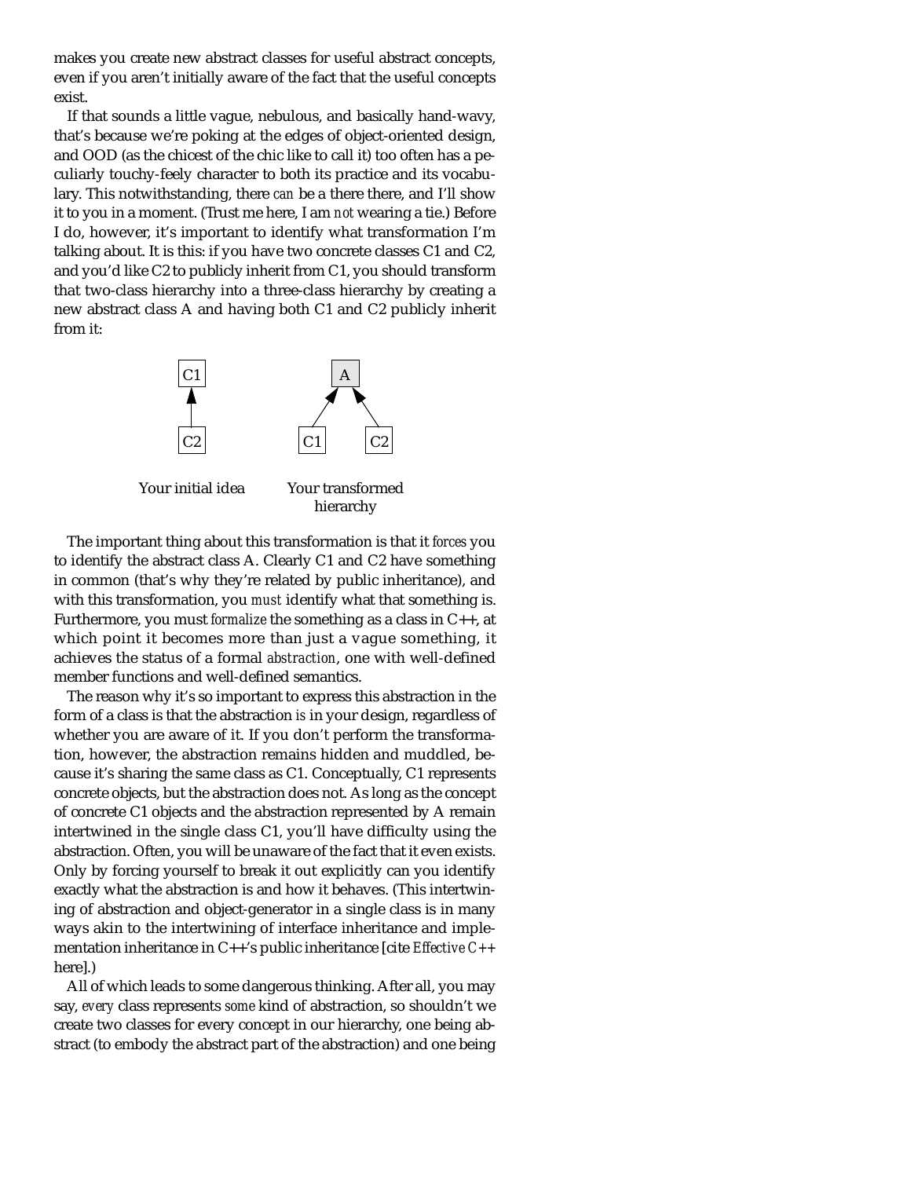makes you create new abstract classes for useful abstract concepts, even if you aren't initially aware of the fact that the useful concepts exist.

If that sounds a little vague, nebulous, and basically hand-wavy, that's because we're poking at the edges of object-oriented design, and OOD (as the chicest of the chic like to call it) too often has a peculiarly touchy-feely character to both its practice and its vocabulary. This notwithstanding, there *can* be a there there, and I'll show it to you in a moment. (Trust me here, I am *not* wearing a tie.) Before I do, however, it's important to identify what transformation I'm talking about. It is this: if you have two concrete classes C1 and C2, and you'd like C2 to publicly inherit from C1, you should transform that two-class hierarchy into a three-class hierarchy by creating a new abstract class A and having both C1 and C2 publicly inherit from it:

```
  C1                  A
  ^                  ^ ^
  |                 /   \
  C2              C1     C2

Your initial idea    Your transformed
                        hierarchy
```

The important thing about this transformation is that it *forces* you to identify the abstract class A. Clearly C1 and C2 have something in common (that's why they're related by public inheritance), and with this transformation, you *must* identify what that something is. Furthermore, you must *formalize* the something as a class in C++, at which point it becomes more than just a vague something, it achieves the status of a formal *abstraction*, one with well-defined member functions and well-defined semantics.

The reason why it's so important to express this abstraction in the form of a class is that the abstraction *is* in your design, regardless of whether you are aware of it. If you don't perform the transformation, however, the abstraction remains hidden and muddled, because it's sharing the same class as C1. Conceptually, C1 represents concrete objects, but the abstraction does not. As long as the concept of concrete C1 objects and the abstraction represented by A remain intertwined in the single class C1, you'll have difficulty using the abstraction. Often, you will be unaware of the fact that it even exists. Only by forcing yourself to break it out explicitly can you identify exactly what the abstraction is and how it behaves. (This intertwining of abstraction and object-generator in a single class is in many ways akin to the intertwining of interface inheritance and implementation inheritance in C++'s public inheritance [cite *Effective C++* here].)

All of which leads to some dangerous thinking. After all, you may say, *every* class represents *some* kind of abstraction, so shouldn't we create two classes for every concept in our hierarchy, one being abstract (to embody the abstract part of the abstraction) and one being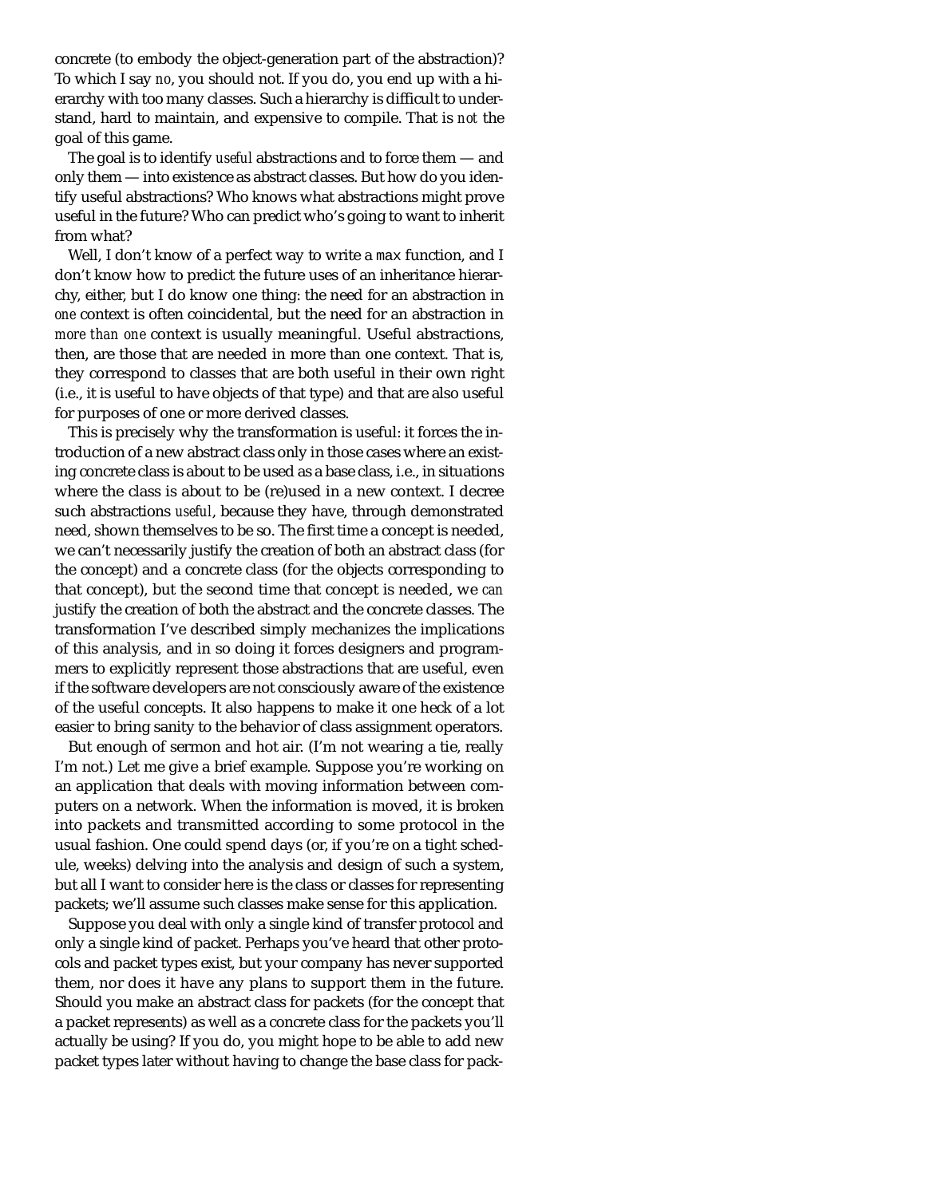concrete (to embody the object-generation part of the abstraction)? To which I say *no*, you should not. If you do, you end up with a hierarchy with too many classes. Such a hierarchy is difficult to understand, hard to maintain, and expensive to compile. That is *not* the goal of this game.

The goal is to identify *useful* abstractions and to force them — and only them — into existence as abstract classes. But how do you identify useful abstractions? Who knows what abstractions might prove useful in the future? Who can predict who's going to want to inherit from what?

Well, I don't know of a perfect way to write a `max` function, and I don't know how to predict the future uses of an inheritance hierarchy, either, but I do know one thing: the need for an abstraction in *one* context is often coincidental, but the need for an abstraction in *more than one* context is usually meaningful. Useful abstractions, then, are those that are needed in more than one context. That is, they correspond to classes that are both useful in their own right (i.e., it is useful to have objects of that type) and that are also useful for purposes of one or more derived classes.

This is precisely why the transformation is useful: it forces the introduction of a new abstract class only in those cases where an existing concrete class is about to be used as a base class, i.e., in situations where the class is about to be (re)used in a new context. I decree such abstractions *useful*, because they have, through demonstrated need, shown themselves to be so. The first time a concept is needed, we can't necessarily justify the creation of both an abstract class (for the concept) and a concrete class (for the objects corresponding to that concept), but the second time that concept is needed, we *can* justify the creation of both the abstract and the concrete classes. The transformation I've described simply mechanizes the implications of this analysis, and in so doing it forces designers and programmers to explicitly represent those abstractions that are useful, even if the software developers are not consciously aware of the existence of the useful concepts. It also happens to make it one heck of a lot easier to bring sanity to the behavior of class assignment operators.

But enough of sermon and hot air. (I'm not wearing a tie, really I'm not.) Let me give a brief example. Suppose you're working on an application that deals with moving information between computers on a network. When the information is moved, it is broken into packets and transmitted according to some protocol in the usual fashion. One could spend days (or, if you're on a tight schedule, weeks) delving into the analysis and design of such a system, but all I want to consider here is the class or classes for representing packets; we'll assume such classes make sense for this application.

Suppose you deal with only a single kind of transfer protocol and only a single kind of packet. Perhaps you've heard that other protocols and packet types exist, but your company has never supported them, nor does it have any plans to support them in the future. Should you make an abstract class for packets (for the concept that a packet represents) as well as a concrete class for the packets you'll actually be using? If you do, you might hope to be able to add new packet types later without having to change the base class for pack-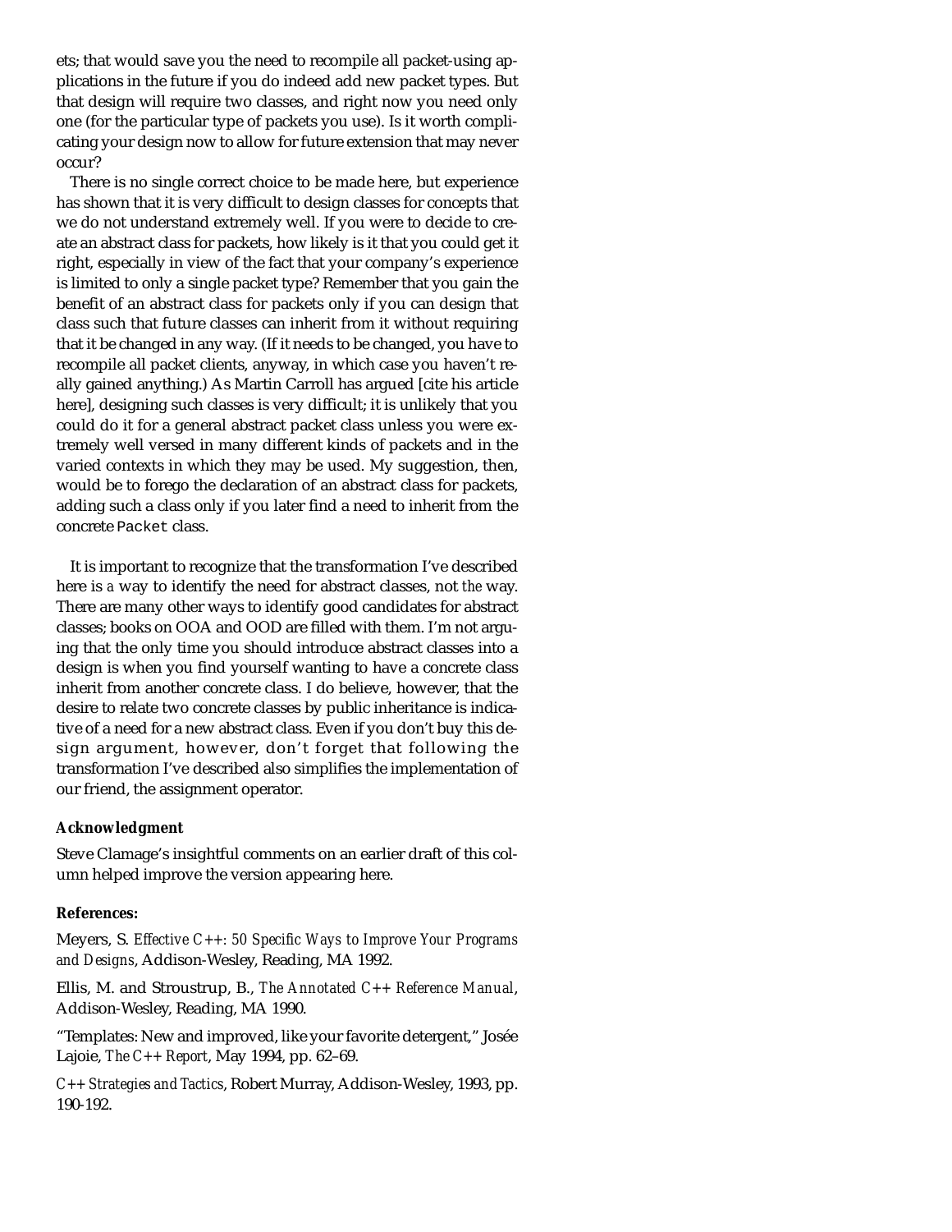ets; that would save you the need to recompile all packet-using applications in the future if you do indeed add new packet types. But that design will require two classes, and right now you need only one (for the particular type of packets you use). Is it worth complicating your design now to allow for future extension that may never occur?

There is no single correct choice to be made here, but experience has shown that it is very difficult to design classes for concepts that we do not understand extremely well. If you were to decide to create an abstract class for packets, how likely is it that you could get it right, especially in view of the fact that your company's experience is limited to only a single packet type? Remember that you gain the benefit of an abstract class for packets only if you can design that class such that future classes can inherit from it without requiring that it be changed in any way. (If it needs to be changed, you have to recompile all packet clients, anyway, in which case you haven't really gained anything.) As Martin Carroll has argued [cite his article here], designing such classes is very difficult; it is unlikely that you could do it for a general abstract packet class unless you were extremely well versed in many different kinds of packets and in the varied contexts in which they may be used. My suggestion, then, would be to forego the declaration of an abstract class for packets, adding such a class only if you later find a need to inherit from the concrete `Packet` class.

It is important to recognize that the transformation I've described here is *a* way to identify the need for abstract classes, not *the* way. There are many other ways to identify good candidates for abstract classes; books on OOA and OOD are filled with them. I'm not arguing that the only time you should introduce abstract classes into a design is when you find yourself wanting to have a concrete class inherit from another concrete class. I do believe, however, that the desire to relate two concrete classes by public inheritance is indicative of a need for a new abstract class. Even if you don't buy this design argument, however, don't forget that following the transformation I've described also simplifies the implementation of our friend, the assignment operator.

**Acknowledgment**

Steve Clamage's insightful comments on an earlier draft of this column helped improve the version appearing here.

**References:**

Meyers, S. *Effective C++: 50 Specific Ways to Improve Your Programs and Designs*, Addison-Wesley, Reading, MA 1992.

Ellis, M. and Stroustrup, B., *The Annotated C++ Reference Manual*, Addison-Wesley, Reading, MA 1990.

"Templates: New and improved, like your favorite detergent," Josée Lajoie, *The C++ Report*, May 1994, pp. 62–69.

*C++ Strategies and Tactics*, Robert Murray, Addison-Wesley, 1993, pp. 190-192.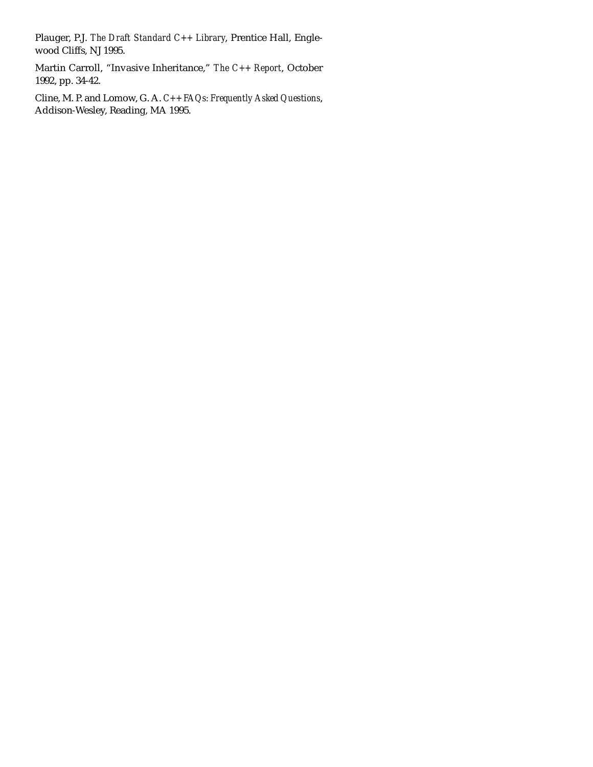Plauger, P.J. *The Draft Standard C++ Library*, Prentice Hall, Englewood Cliffs, NJ 1995.

Martin Carroll, "Invasive Inheritance," *The C++ Report*, October 1992, pp. 34-42.

Cline, M. P. and Lomow, G. A. *C++ FAQs: Frequently Asked Questions*, Addison-Wesley, Reading, MA 1995.